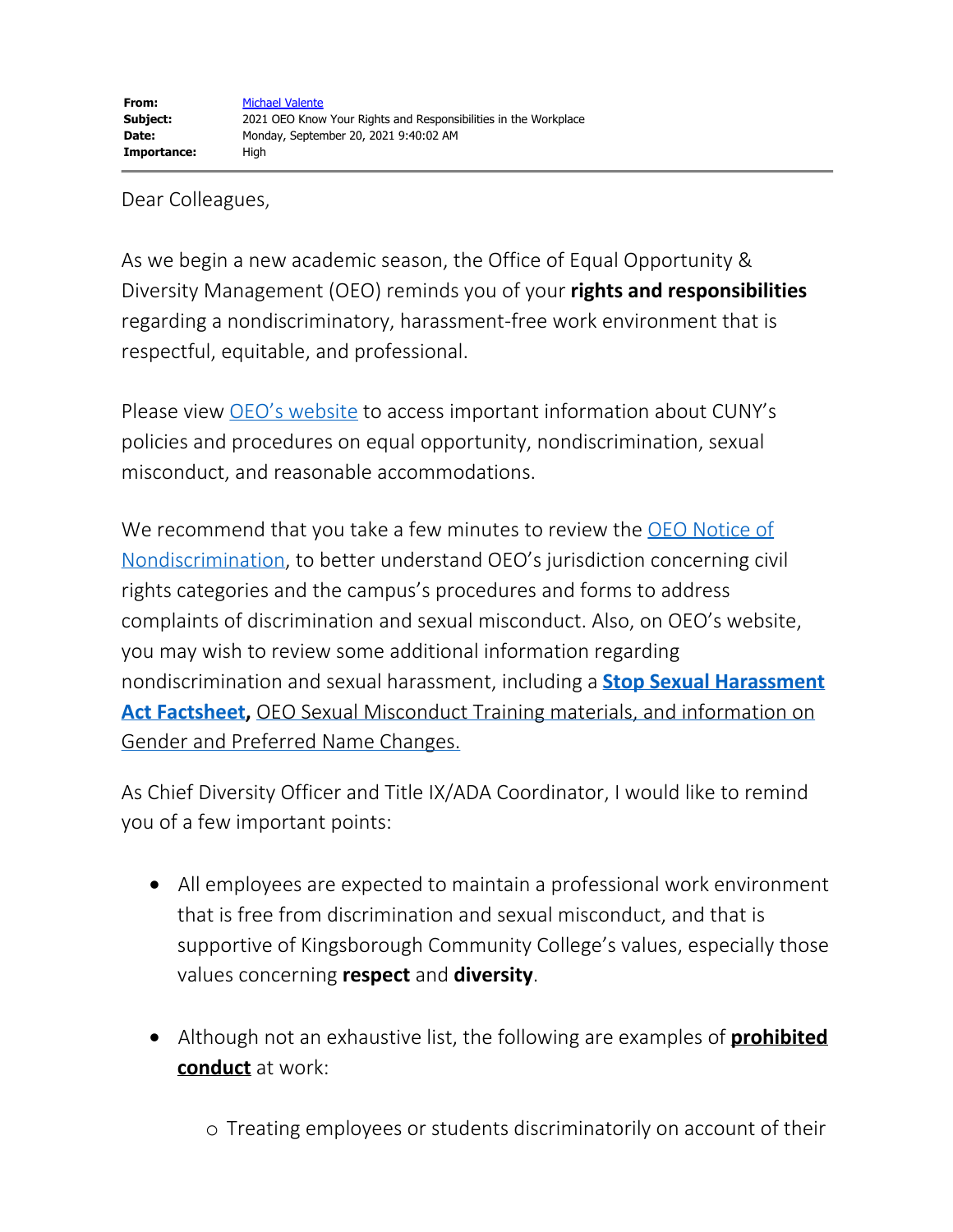**From:** Michael Valente
**Subject:** 2021 OEO Know Your Rights and Responsibilities in the Workplace
**Date:** Monday, September 20, 2021 9:40:02 AM
**Importance:** High

---

Dear Colleagues,

As we begin a new academic season, the Office of Equal Opportunity & Diversity Management (OEO) reminds you of your **rights and responsibilities** regarding a nondiscriminatory, harassment-free work environment that is respectful, equitable, and professional.

Please view OEO's website to access important information about CUNY's policies and procedures on equal opportunity, nondiscrimination, sexual misconduct, and reasonable accommodations.

We recommend that you take a few minutes to review the OEO Notice of Nondiscrimination, to better understand OEO's jurisdiction concerning civil rights categories and the campus's procedures and forms to address complaints of discrimination and sexual misconduct. Also, on OEO's website, you may wish to review some additional information regarding nondiscrimination and sexual harassment, including a **Stop Sexual Harassment Act Factsheet,** OEO Sexual Misconduct Training materials, and information on Gender and Preferred Name Changes.

As Chief Diversity Officer and Title IX/ADA Coordinator, I would like to remind you of a few important points:

- All employees are expected to maintain a professional work environment that is free from discrimination and sexual misconduct, and that is supportive of Kingsborough Community College's values, especially those values concerning **respect** and **diversity**.
- Although not an exhaustive list, the following are examples of **prohibited conduct** at work:
  - Treating employees or students discriminatorily on account of their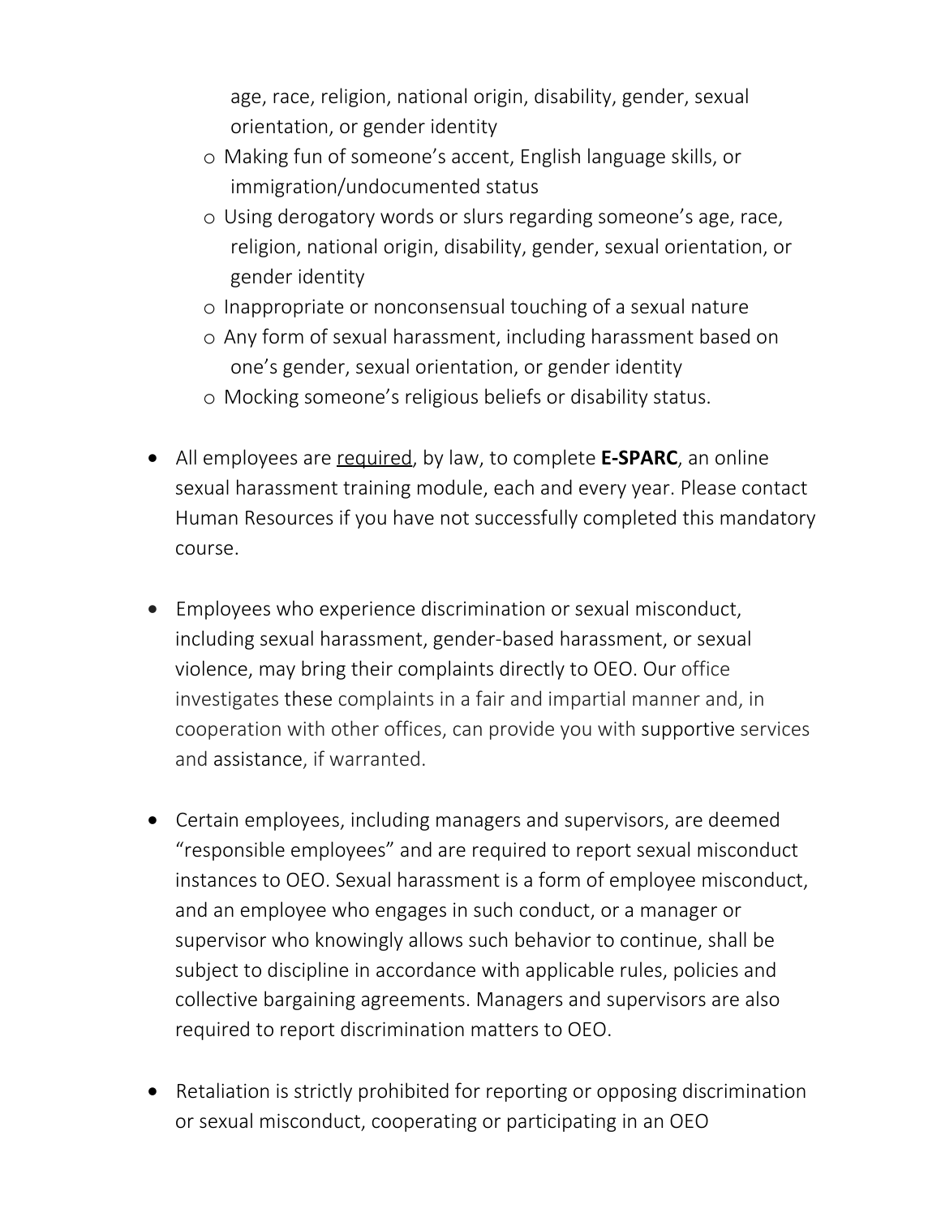- age, race, religion, national origin, disability, gender, sexual orientation, or gender identity
  - Making fun of someone's accent, English language skills, or immigration/undocumented status
  - Using derogatory words or slurs regarding someone's age, race, religion, national origin, disability, gender, sexual orientation, or gender identity
  - Inappropriate or nonconsensual touching of a sexual nature
  - Any form of sexual harassment, including harassment based on one's gender, sexual orientation, or gender identity
  - Mocking someone's religious beliefs or disability status.

- All employees are <u>required</u>, by law, to complete **E-SPARC**, an online sexual harassment training module, each and every year. Please contact Human Resources if you have not successfully completed this mandatory course.

- Employees who experience discrimination or sexual misconduct, including sexual harassment, gender-based harassment, or sexual violence, may bring their complaints directly to OEO. Our office investigates these complaints in a fair and impartial manner and, in cooperation with other offices, can provide you with supportive services and assistance, if warranted.

- Certain employees, including managers and supervisors, are deemed "responsible employees" and are required to report sexual misconduct instances to OEO. Sexual harassment is a form of employee misconduct, and an employee who engages in such conduct, or a manager or supervisor who knowingly allows such behavior to continue, shall be subject to discipline in accordance with applicable rules, policies and collective bargaining agreements. Managers and supervisors are also required to report discrimination matters to OEO.

- Retaliation is strictly prohibited for reporting or opposing discrimination or sexual misconduct, cooperating or participating in an OEO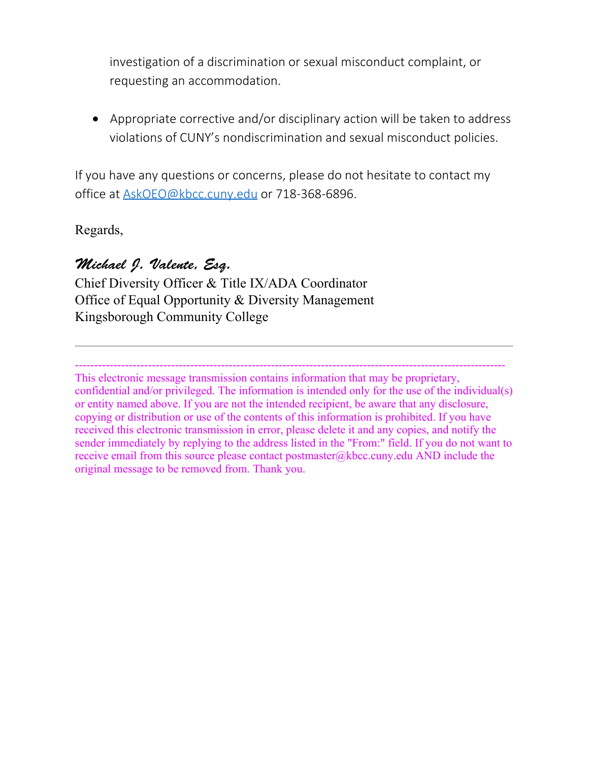investigation of a discrimination or sexual misconduct complaint, or requesting an accommodation.

- Appropriate corrective and/or disciplinary action will be taken to address violations of CUNY's nondiscrimination and sexual misconduct policies.

If you have any questions or concerns, please do not hesitate to contact my office at AskOEO@kbcc.cuny.edu or 718-368-6896.

Regards,

*Michael J. Valente, Esq.*
Chief Diversity Officer & Title IX/ADA Coordinator
Office of Equal Opportunity & Diversity Management
Kingsborough Community College

---

---------------------------------------------------------------------------------------------------------------

This electronic message transmission contains information that may be proprietary, confidential and/or privileged. The information is intended only for the use of the individual(s) or entity named above. If you are not the intended recipient, be aware that any disclosure, copying or distribution or use of the contents of this information is prohibited. If you have received this electronic transmission in error, please delete it and any copies, and notify the sender immediately by replying to the address listed in the "From:" field. If you do not want to receive email from this source please contact postmaster@kbcc.cuny.edu AND include the original message to be removed from. Thank you.